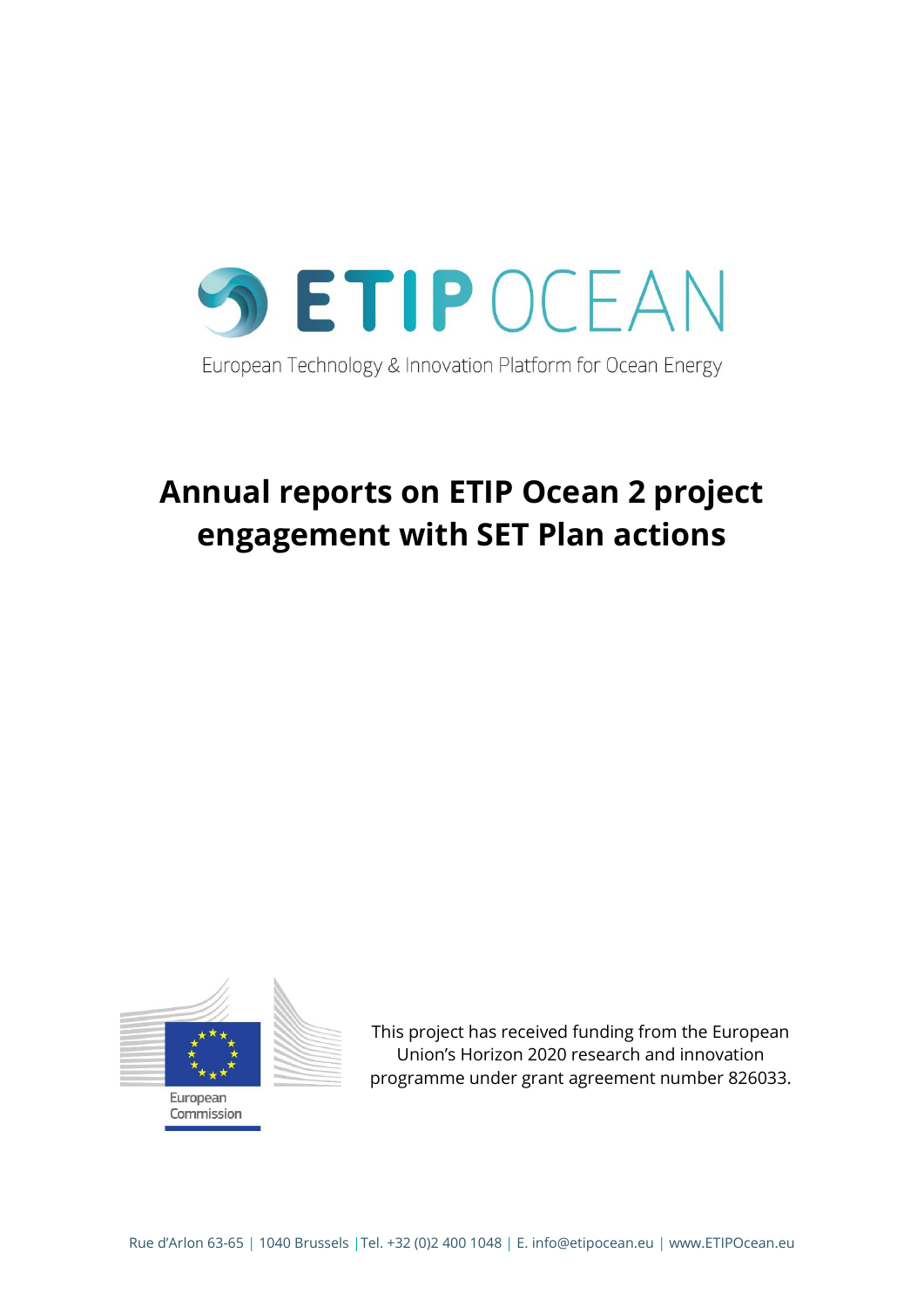ETIP OCEAN

European Technology & Innovation Platform for Ocean Energy

# Annual reports on ETIP Ocean 2 project engagement with SET Plan actions

European Commission

This project has received funding from the European Union's Horizon 2020 research and innovation programme under grant agreement number 826033.

Rue d'Arlon 63-65 | 1040 Brussels | Tel. +32 (0)2 400 1048 | E. info@etipocean.eu | www.ETIPOcean.eu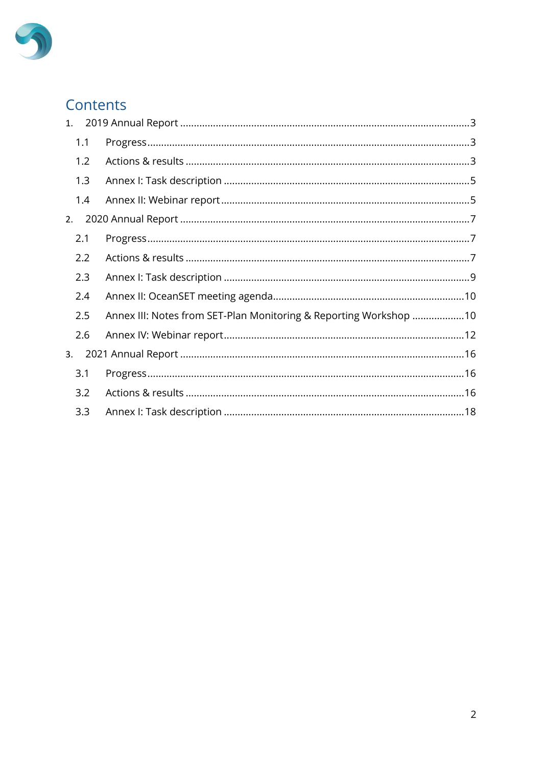# Contents

1. 2019 Annual Report ........................................................................................................3
   - 1.1 Progress....................................................................................................................3
   - 1.2 Actions & results .......................................................................................................3
   - 1.3 Annex I: Task description .........................................................................................5
   - 1.4 Annex II: Webinar report..........................................................................................5
2. 2020 Annual Report ........................................................................................................7
   - 2.1 Progress....................................................................................................................7
   - 2.2 Actions & results .......................................................................................................7
   - 2.3 Annex I: Task description .........................................................................................9
   - 2.4 Annex II: OceanSET meeting agenda.....................................................................10
   - 2.5 Annex III: Notes from SET-Plan Monitoring & Reporting Workshop ...................10
   - 2.6 Annex IV: Webinar report.......................................................................................12
3. 2021 Annual Report .......................................................................................................16
   - 3.1 Progress..................................................................................................................16
   - 3.2 Actions & results .....................................................................................................16
   - 3.3 Annex I: Task description .......................................................................................18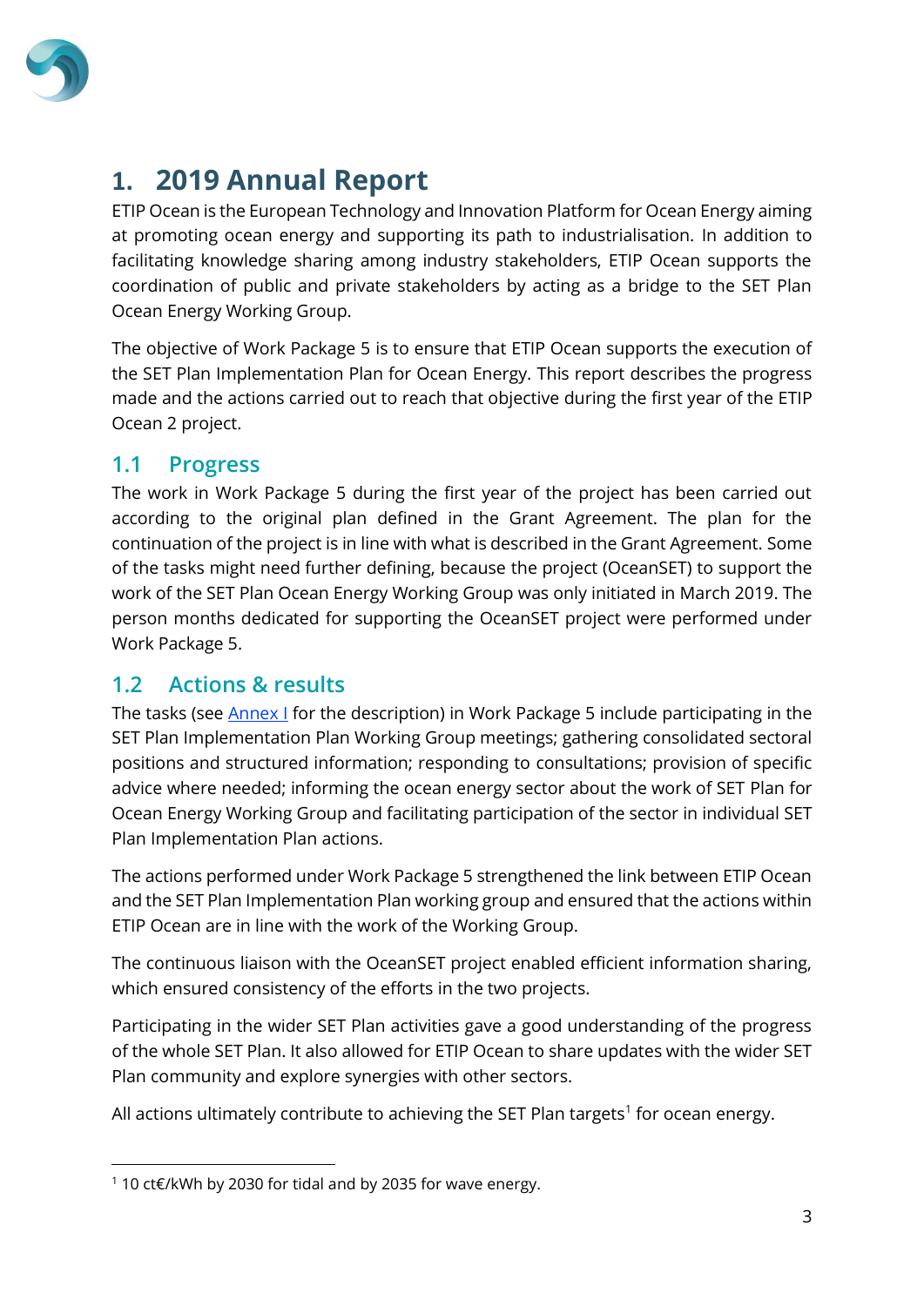# 1. 2019 Annual Report

ETIP Ocean is the European Technology and Innovation Platform for Ocean Energy aiming at promoting ocean energy and supporting its path to industrialisation. In addition to facilitating knowledge sharing among industry stakeholders, ETIP Ocean supports the coordination of public and private stakeholders by acting as a bridge to the SET Plan Ocean Energy Working Group.

The objective of Work Package 5 is to ensure that ETIP Ocean supports the execution of the SET Plan Implementation Plan for Ocean Energy. This report describes the progress made and the actions carried out to reach that objective during the first year of the ETIP Ocean 2 project.

## 1.1 Progress

The work in Work Package 5 during the first year of the project has been carried out according to the original plan defined in the Grant Agreement. The plan for the continuation of the project is in line with what is described in the Grant Agreement. Some of the tasks might need further defining, because the project (OceanSET) to support the work of the SET Plan Ocean Energy Working Group was only initiated in March 2019. The person months dedicated for supporting the OceanSET project were performed under Work Package 5.

## 1.2 Actions & results

The tasks (see Annex I for the description) in Work Package 5 include participating in the SET Plan Implementation Plan Working Group meetings; gathering consolidated sectoral positions and structured information; responding to consultations; provision of specific advice where needed; informing the ocean energy sector about the work of SET Plan for Ocean Energy Working Group and facilitating participation of the sector in individual SET Plan Implementation Plan actions.

The actions performed under Work Package 5 strengthened the link between ETIP Ocean and the SET Plan Implementation Plan working group and ensured that the actions within ETIP Ocean are in line with the work of the Working Group.

The continuous liaison with the OceanSET project enabled efficient information sharing, which ensured consistency of the efforts in the two projects.

Participating in the wider SET Plan activities gave a good understanding of the progress of the whole SET Plan. It also allowed for ETIP Ocean to share updates with the wider SET Plan community and explore synergies with other sectors.

All actions ultimately contribute to achieving the SET Plan targets[1] for ocean energy.

---

[1] 10 ct€/kWh by 2030 for tidal and by 2035 for wave energy.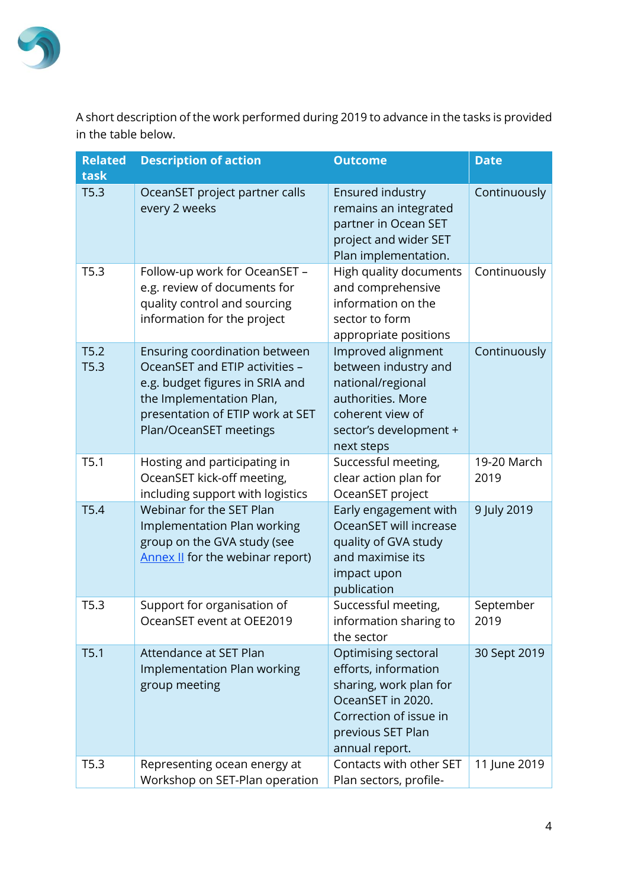A short description of the work performed during 2019 to advance in the tasks is provided in the table below.

| Related task | Description of action | Outcome | Date |
|---|---|---|---|
| T5.3 | OceanSET project partner calls every 2 weeks | Ensured industry remains an integrated partner in Ocean SET project and wider SET Plan implementation. | Continuously |
| T5.3 | Follow-up work for OceanSET – e.g. review of documents for quality control and sourcing information for the project | High quality documents and comprehensive information on the sector to form appropriate positions | Continuously |
| T5.2<br>T5.3 | Ensuring coordination between OceanSET and ETIP activities – e.g. budget figures in SRIA and the Implementation Plan, presentation of ETIP work at SET Plan/OceanSET meetings | Improved alignment between industry and national/regional authorities. More coherent view of sector's development + next steps | Continuously |
| T5.1 | Hosting and participating in OceanSET kick-off meeting, including support with logistics | Successful meeting, clear action plan for OceanSET project | 19-20 March 2019 |
| T5.4 | Webinar for the SET Plan Implementation Plan working group on the GVA study (see Annex II for the webinar report) | Early engagement with OceanSET will increase quality of GVA study and maximise its impact upon publication | 9 July 2019 |
| T5.3 | Support for organisation of OceanSET event at OEE2019 | Successful meeting, information sharing to the sector | September 2019 |
| T5.1 | Attendance at SET Plan Implementation Plan working group meeting | Optimising sectoral efforts, information sharing, work plan for OceanSET in 2020. Correction of issue in previous SET Plan annual report. | 30 Sept 2019 |
| T5.3 | Representing ocean energy at Workshop on SET-Plan operation | Contacts with other SET Plan sectors, profile- | 11 June 2019 |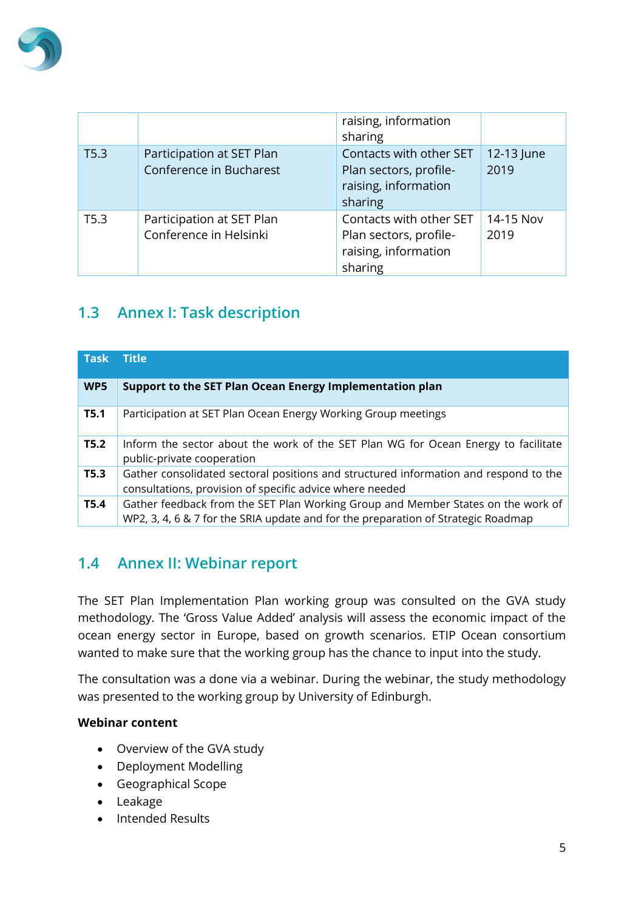| | | raising, information sharing | |
|---|---|---|---|
| T5.3 | Participation at SET Plan Conference in Bucharest | Contacts with other SET Plan sectors, profile-raising, information sharing | 12-13 June 2019 |
| T5.3 | Participation at SET Plan Conference in Helsinki | Contacts with other SET Plan sectors, profile-raising, information sharing | 14-15 Nov 2019 |

## 1.3 Annex I: Task description

| Task | Title |
|---|---|
| **WP5** | **Support to the SET Plan Ocean Energy Implementation plan** |
| **T5.1** | Participation at SET Plan Ocean Energy Working Group meetings |
| **T5.2** | Inform the sector about the work of the SET Plan WG for Ocean Energy to facilitate public-private cooperation |
| **T5.3** | Gather consolidated sectoral positions and structured information and respond to the consultations, provision of specific advice where needed |
| **T5.4** | Gather feedback from the SET Plan Working Group and Member States on the work of WP2, 3, 4, 6 & 7 for the SRIA update and for the preparation of Strategic Roadmap |

## 1.4 Annex II: Webinar report

The SET Plan Implementation Plan working group was consulted on the GVA study methodology. The 'Gross Value Added' analysis will assess the economic impact of the ocean energy sector in Europe, based on growth scenarios. ETIP Ocean consortium wanted to make sure that the working group has the chance to input into the study.

The consultation was a done via a webinar. During the webinar, the study methodology was presented to the working group by University of Edinburgh.

**Webinar content**

- Overview of the GVA study
- Deployment Modelling
- Geographical Scope
- Leakage
- Intended Results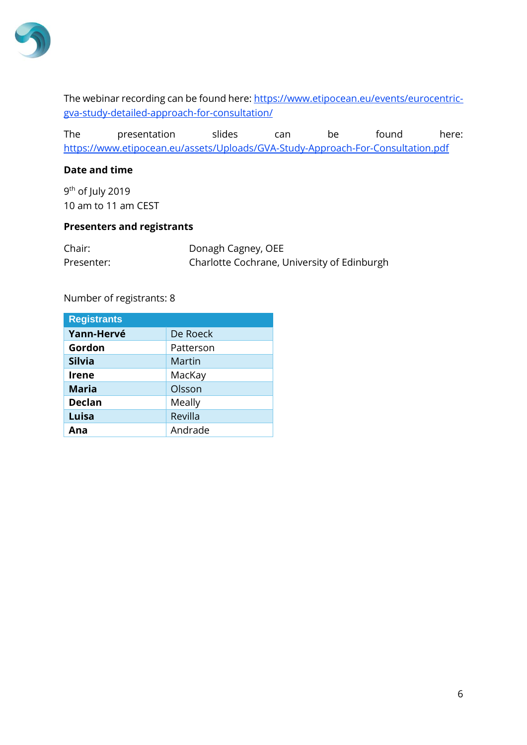The webinar recording can be found here: https://www.etipocean.eu/events/eurocentric-gva-study-detailed-approach-for-consultation/

The presentation slides can be found here: https://www.etipocean.eu/assets/Uploads/GVA-Study-Approach-For-Consultation.pdf

**Date and time**

9th of July 2019
10 am to 11 am CEST

**Presenters and registrants**

Chair: Donagh Cagney, OEE
Presenter: Charlotte Cochrane, University of Edinburgh

Number of registrants: 8

| Registrants | |
|---|---|
| **Yann-Hervé** | De Roeck |
| **Gordon** | Patterson |
| **Silvia** | Martin |
| **Irene** | MacKay |
| **Maria** | Olsson |
| **Declan** | Meally |
| **Luisa** | Revilla |
| **Ana** | Andrade |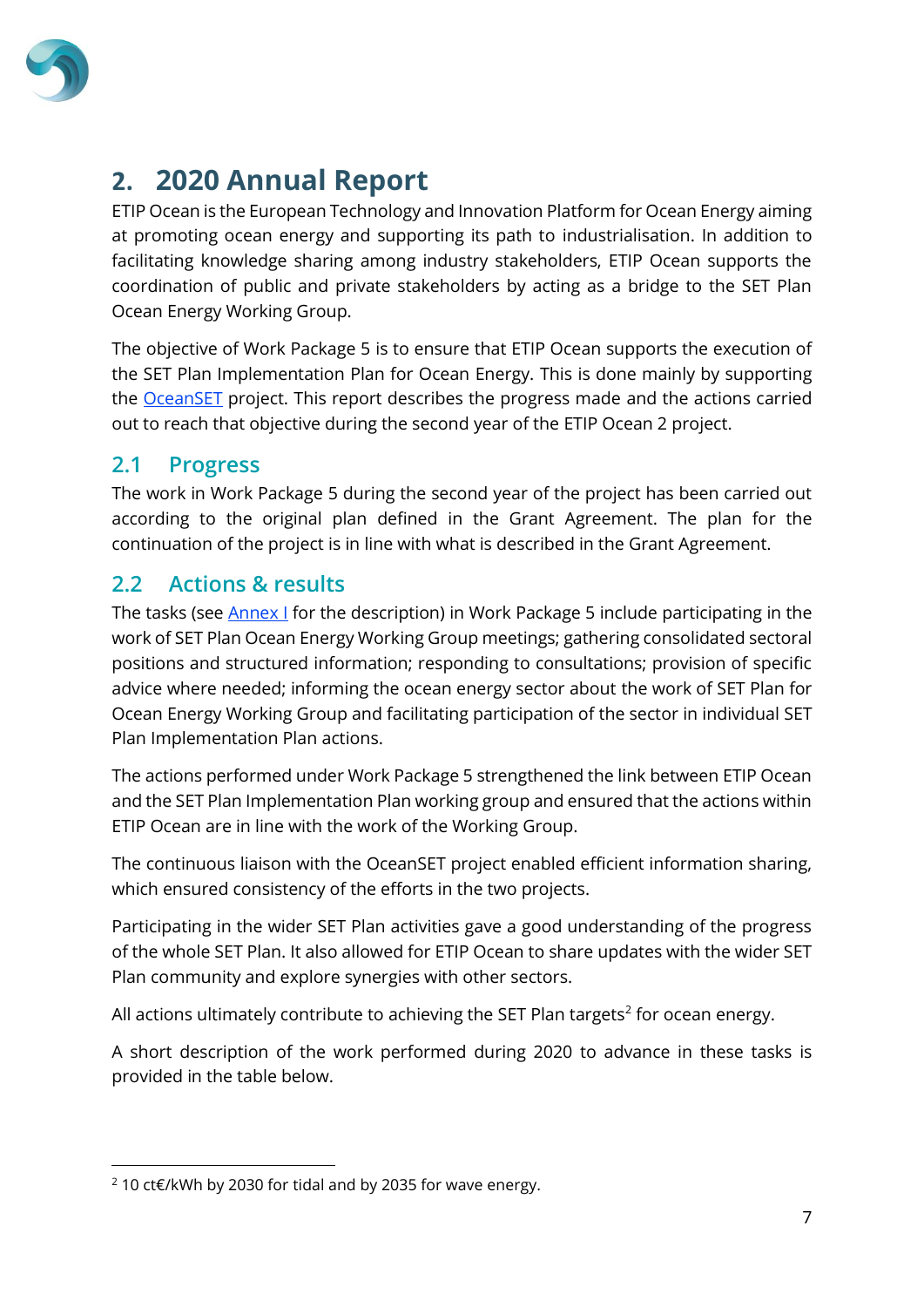# 2. 2020 Annual Report

ETIP Ocean is the European Technology and Innovation Platform for Ocean Energy aiming at promoting ocean energy and supporting its path to industrialisation. In addition to facilitating knowledge sharing among industry stakeholders, ETIP Ocean supports the coordination of public and private stakeholders by acting as a bridge to the SET Plan Ocean Energy Working Group.

The objective of Work Package 5 is to ensure that ETIP Ocean supports the execution of the SET Plan Implementation Plan for Ocean Energy. This is done mainly by supporting the OceanSET project. This report describes the progress made and the actions carried out to reach that objective during the second year of the ETIP Ocean 2 project.

## 2.1 Progress

The work in Work Package 5 during the second year of the project has been carried out according to the original plan defined in the Grant Agreement. The plan for the continuation of the project is in line with what is described in the Grant Agreement.

## 2.2 Actions & results

The tasks (see Annex I for the description) in Work Package 5 include participating in the work of SET Plan Ocean Energy Working Group meetings; gathering consolidated sectoral positions and structured information; responding to consultations; provision of specific advice where needed; informing the ocean energy sector about the work of SET Plan for Ocean Energy Working Group and facilitating participation of the sector in individual SET Plan Implementation Plan actions.

The actions performed under Work Package 5 strengthened the link between ETIP Ocean and the SET Plan Implementation Plan working group and ensured that the actions within ETIP Ocean are in line with the work of the Working Group.

The continuous liaison with the OceanSET project enabled efficient information sharing, which ensured consistency of the efforts in the two projects.

Participating in the wider SET Plan activities gave a good understanding of the progress of the whole SET Plan. It also allowed for ETIP Ocean to share updates with the wider SET Plan community and explore synergies with other sectors.

All actions ultimately contribute to achieving the SET Plan targets[2] for ocean energy.

A short description of the work performed during 2020 to advance in these tasks is provided in the table below.

---

[2] 10 ct€/kWh by 2030 for tidal and by 2035 for wave energy.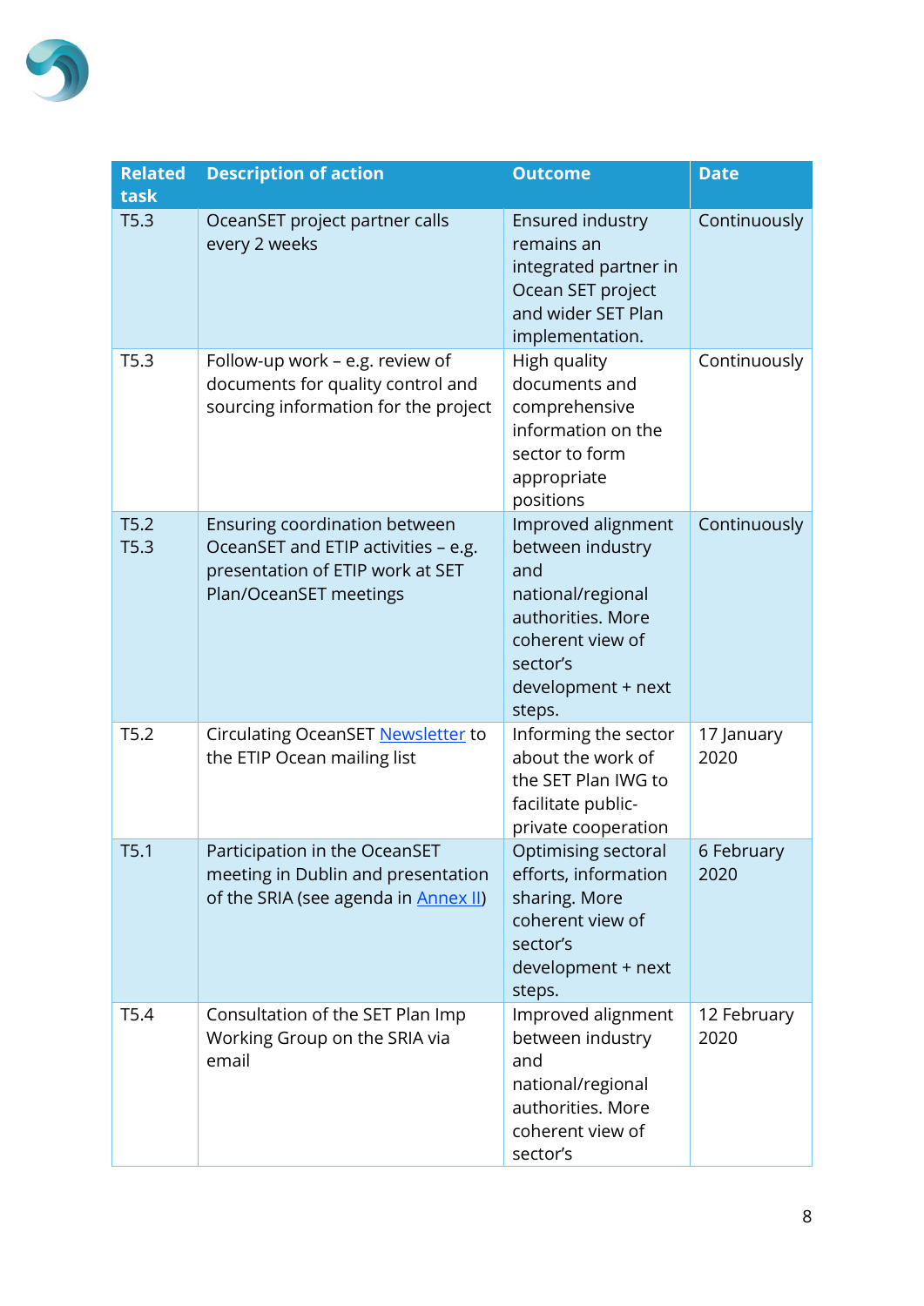| Related task | Description of action | Outcome | Date |
|---|---|---|---|
| T5.3 | OceanSET project partner calls every 2 weeks | Ensured industry remains an integrated partner in Ocean SET project and wider SET Plan implementation. | Continuously |
| T5.3 | Follow-up work – e.g. review of documents for quality control and sourcing information for the project | High quality documents and comprehensive information on the sector to form appropriate positions | Continuously |
| T5.2 T5.3 | Ensuring coordination between OceanSET and ETIP activities – e.g. presentation of ETIP work at SET Plan/OceanSET meetings | Improved alignment between industry and national/regional authorities. More coherent view of sector's development + next steps. | Continuously |
| T5.2 | Circulating OceanSET Newsletter to the ETIP Ocean mailing list | Informing the sector about the work of the SET Plan IWG to facilitate public-private cooperation | 17 January 2020 |
| T5.1 | Participation in the OceanSET meeting in Dublin and presentation of the SRIA (see agenda in Annex II) | Optimising sectoral efforts, information sharing. More coherent view of sector's development + next steps. | 6 February 2020 |
| T5.4 | Consultation of the SET Plan Imp Working Group on the SRIA via email | Improved alignment between industry and national/regional authorities. More coherent view of sector's | 12 February 2020 |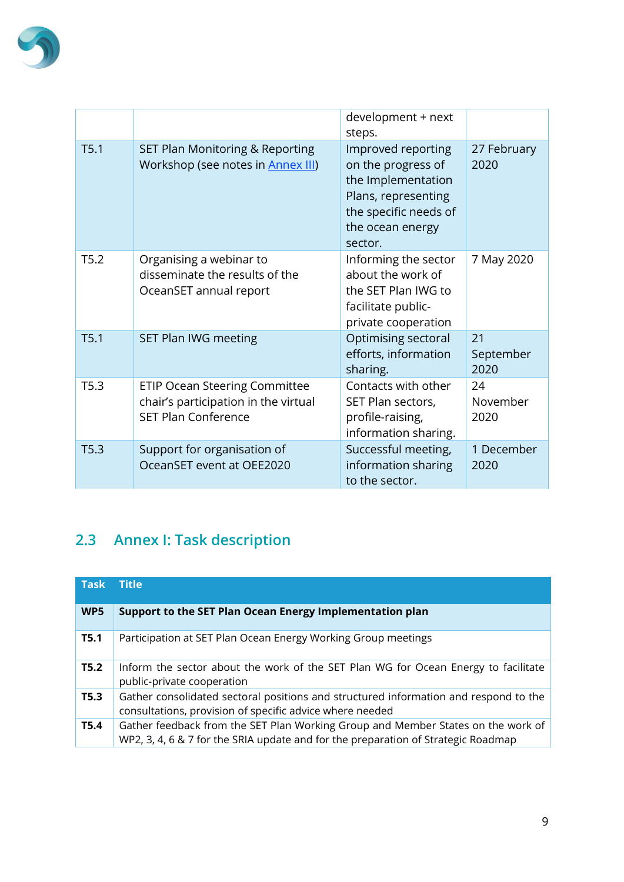|  |  | development + next steps. |  |
|---|---|---|---|
| T5.1 | SET Plan Monitoring & Reporting Workshop (see notes in Annex III) | Improved reporting on the progress of the Implementation Plans, representing the specific needs of the ocean energy sector. | 27 February 2020 |
| T5.2 | Organising a webinar to disseminate the results of the OceanSET annual report | Informing the sector about the work of the SET Plan IWG to facilitate public-private cooperation | 7 May 2020 |
| T5.1 | SET Plan IWG meeting | Optimising sectoral efforts, information sharing. | 21 September 2020 |
| T5.3 | ETIP Ocean Steering Committee chair's participation in the virtual SET Plan Conference | Contacts with other SET Plan sectors, profile-raising, information sharing. | 24 November 2020 |
| T5.3 | Support for organisation of OceanSET event at OEE2020 | Successful meeting, information sharing to the sector. | 1 December 2020 |

## 2.3 Annex I: Task description

| Task | Title |
|---|---|
| **WP5** | **Support to the SET Plan Ocean Energy Implementation plan** |
| **T5.1** | Participation at SET Plan Ocean Energy Working Group meetings |
| **T5.2** | Inform the sector about the work of the SET Plan WG for Ocean Energy to facilitate public-private cooperation |
| **T5.3** | Gather consolidated sectoral positions and structured information and respond to the consultations, provision of specific advice where needed |
| **T5.4** | Gather feedback from the SET Plan Working Group and Member States on the work of WP2, 3, 4, 6 & 7 for the SRIA update and for the preparation of Strategic Roadmap |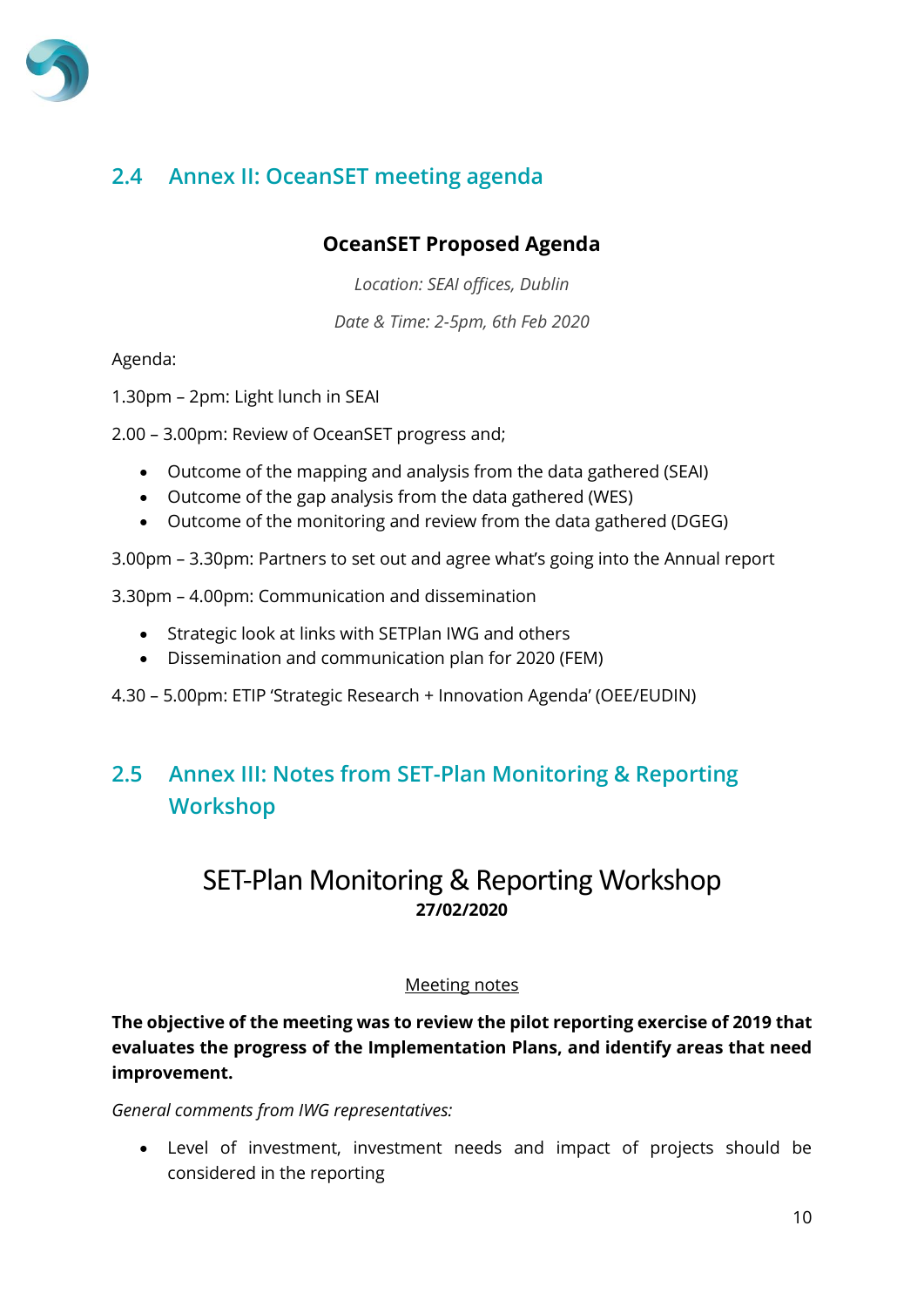## 2.4 Annex II: OceanSET meeting agenda

**OceanSET Proposed Agenda**

*Location: SEAI offices, Dublin*

*Date & Time: 2-5pm, 6th Feb 2020*

Agenda:

1.30pm – 2pm: Light lunch in SEAI

2.00 – 3.00pm: Review of OceanSET progress and;

- Outcome of the mapping and analysis from the data gathered (SEAI)
- Outcome of the gap analysis from the data gathered (WES)
- Outcome of the monitoring and review from the data gathered (DGEG)

3.00pm – 3.30pm: Partners to set out and agree what's going into the Annual report

3.30pm – 4.00pm: Communication and dissemination

- Strategic look at links with SETPlan IWG and others
- Dissemination and communication plan for 2020 (FEM)

4.30 – 5.00pm: ETIP 'Strategic Research + Innovation Agenda' (OEE/EUDIN)

## 2.5 Annex III: Notes from SET-Plan Monitoring & Reporting Workshop

# SET-Plan Monitoring & Reporting Workshop

**27/02/2020**

Meeting notes

**The objective of the meeting was to review the pilot reporting exercise of 2019 that evaluates the progress of the Implementation Plans, and identify areas that need improvement.**

*General comments from IWG representatives:*

- Level of investment, investment needs and impact of projects should be considered in the reporting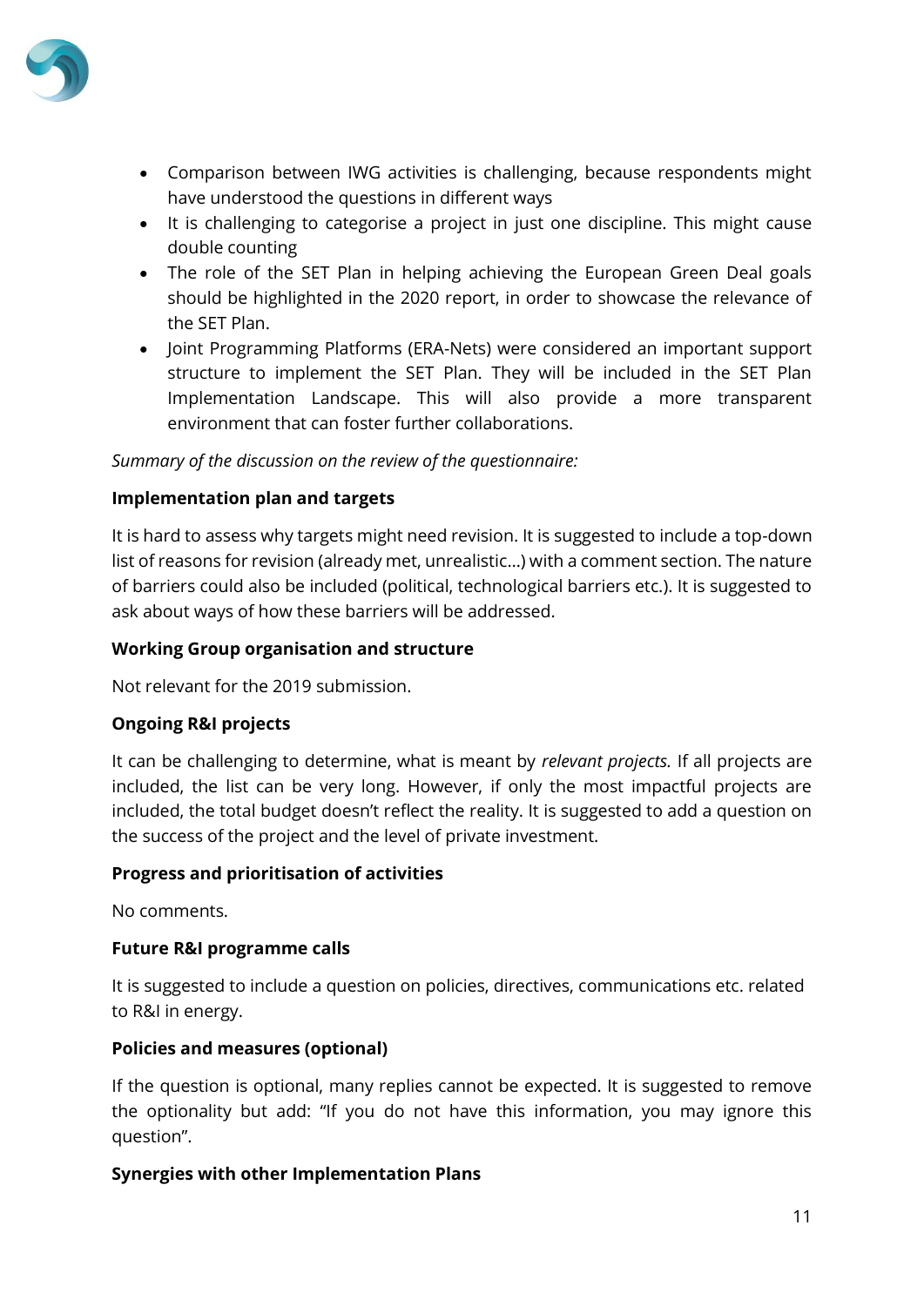- Comparison between IWG activities is challenging, because respondents might have understood the questions in different ways
- It is challenging to categorise a project in just one discipline. This might cause double counting
- The role of the SET Plan in helping achieving the European Green Deal goals should be highlighted in the 2020 report, in order to showcase the relevance of the SET Plan.
- Joint Programming Platforms (ERA-Nets) were considered an important support structure to implement the SET Plan. They will be included in the SET Plan Implementation Landscape. This will also provide a more transparent environment that can foster further collaborations.

*Summary of the discussion on the review of the questionnaire:*

**Implementation plan and targets**

It is hard to assess why targets might need revision. It is suggested to include a top-down list of reasons for revision (already met, unrealistic…) with a comment section. The nature of barriers could also be included (political, technological barriers etc.). It is suggested to ask about ways of how these barriers will be addressed.

**Working Group organisation and structure**

Not relevant for the 2019 submission.

**Ongoing R&I projects**

It can be challenging to determine, what is meant by *relevant projects.* If all projects are included, the list can be very long. However, if only the most impactful projects are included, the total budget doesn't reflect the reality. It is suggested to add a question on the success of the project and the level of private investment.

**Progress and prioritisation of activities**

No comments.

**Future R&I programme calls**

It is suggested to include a question on policies, directives, communications etc. related to R&I in energy.

**Policies and measures (optional)**

If the question is optional, many replies cannot be expected. It is suggested to remove the optionality but add: "If you do not have this information, you may ignore this question".

**Synergies with other Implementation Plans**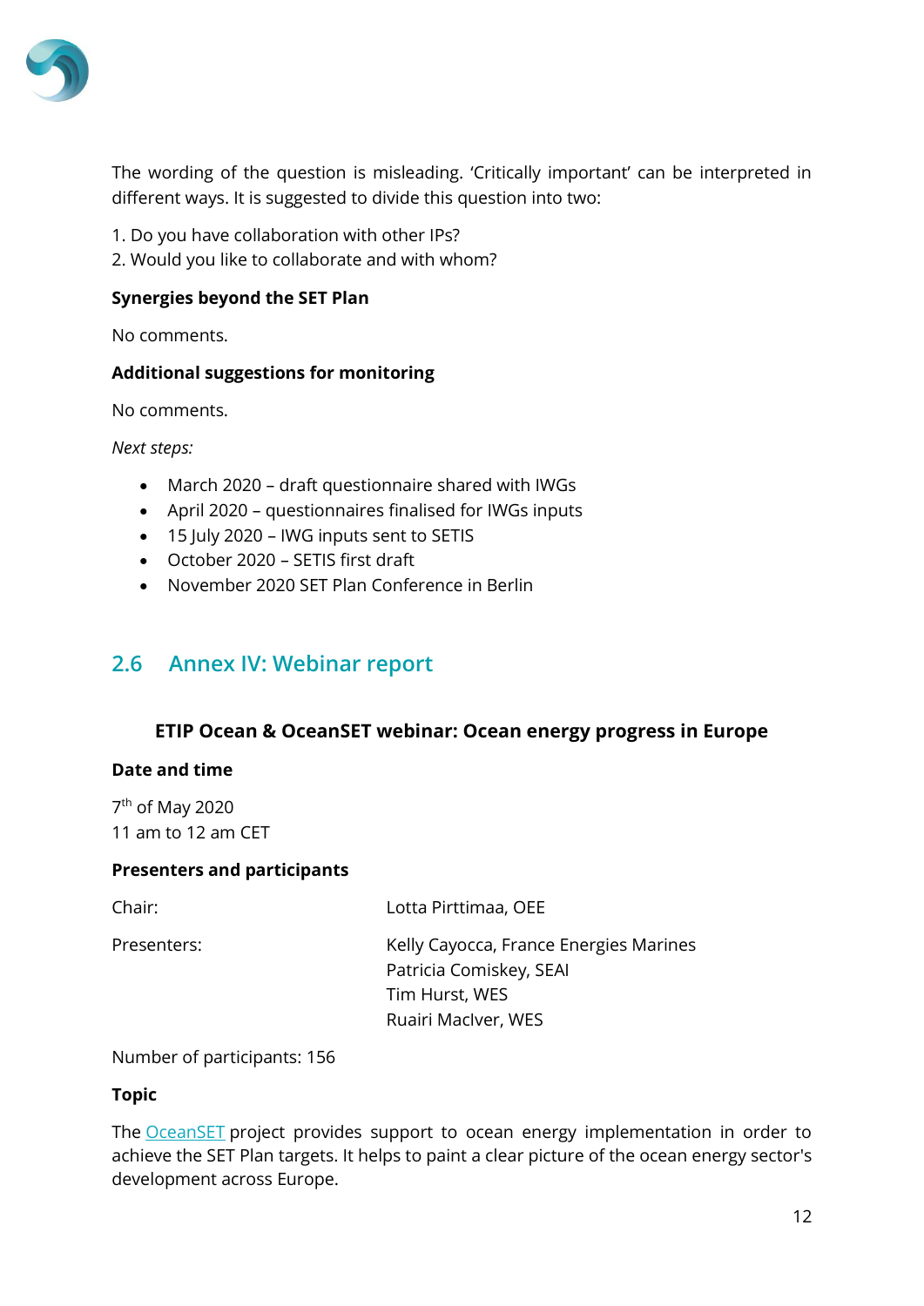The wording of the question is misleading. 'Critically important' can be interpreted in different ways. It is suggested to divide this question into two:

1. Do you have collaboration with other IPs?
2. Would you like to collaborate and with whom?

**Synergies beyond the SET Plan**

No comments.

**Additional suggestions for monitoring**

No comments.

*Next steps:*

- March 2020 – draft questionnaire shared with IWGs
- April 2020 – questionnaires finalised for IWGs inputs
- 15 July 2020 – IWG inputs sent to SETIS
- October 2020 – SETIS first draft
- November 2020 SET Plan Conference in Berlin

## 2.6 Annex IV: Webinar report

### ETIP Ocean & OceanSET webinar: Ocean energy progress in Europe

**Date and time**

7th of May 2020
11 am to 12 am CET

**Presenters and participants**

| | |
|---|---|
| Chair: | Lotta Pirttimaa, OEE |
| Presenters: | Kelly Cayocca, France Energies Marines<br>Patricia Comiskey, SEAI<br>Tim Hurst, WES<br>Ruairi MacIver, WES |

Number of participants: 156

**Topic**

The OceanSET project provides support to ocean energy implementation in order to achieve the SET Plan targets. It helps to paint a clear picture of the ocean energy sector's development across Europe.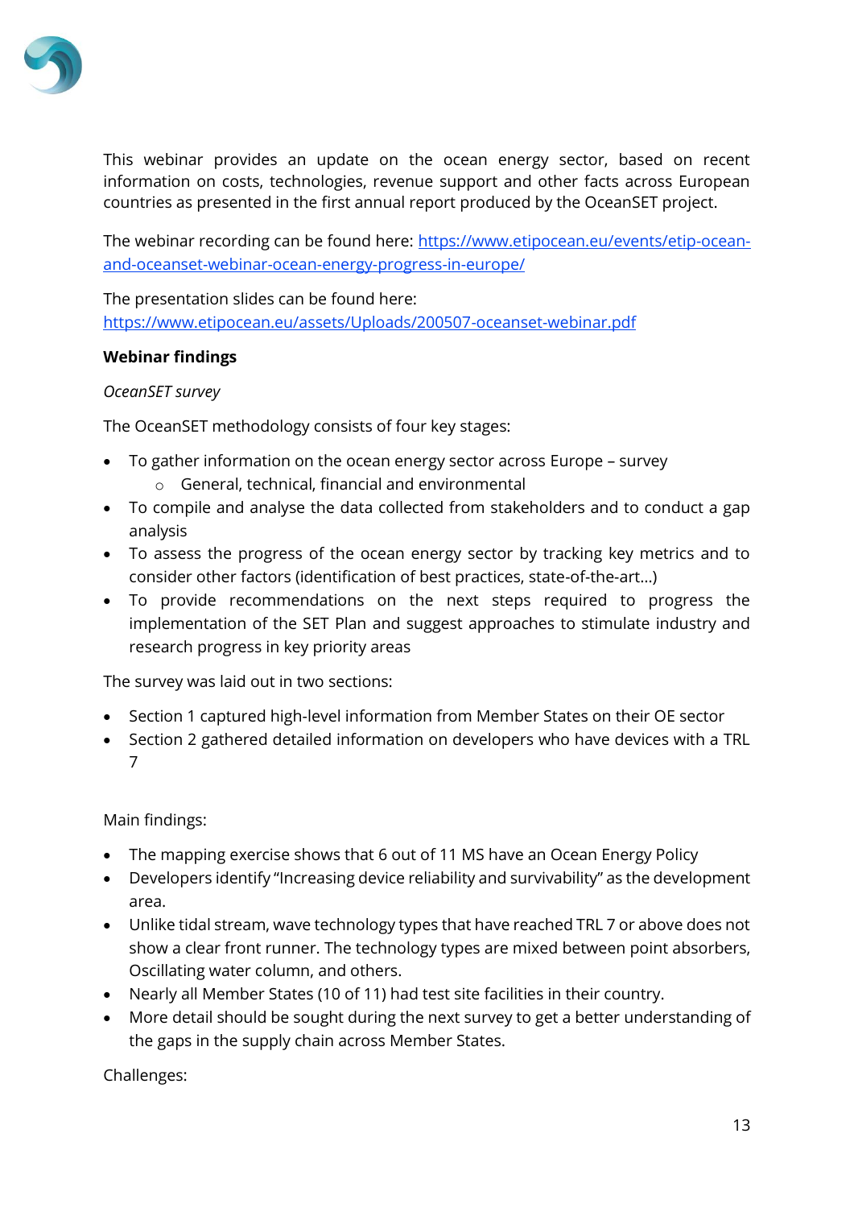This webinar provides an update on the ocean energy sector, based on recent information on costs, technologies, revenue support and other facts across European countries as presented in the first annual report produced by the OceanSET project.

The webinar recording can be found here: [https://www.etipocean.eu/events/etip-ocean-and-oceanset-webinar-ocean-energy-progress-in-europe/](https://www.etipocean.eu/events/etip-ocean-and-oceanset-webinar-ocean-energy-progress-in-europe/)

The presentation slides can be found here:
[https://www.etipocean.eu/assets/Uploads/200507-oceanset-webinar.pdf](https://www.etipocean.eu/assets/Uploads/200507-oceanset-webinar.pdf)

**Webinar findings**

*OceanSET survey*

The OceanSET methodology consists of four key stages:

- To gather information on the ocean energy sector across Europe – survey
  - General, technical, financial and environmental
- To compile and analyse the data collected from stakeholders and to conduct a gap analysis
- To assess the progress of the ocean energy sector by tracking key metrics and to consider other factors (identification of best practices, state-of-the-art…)
- To provide recommendations on the next steps required to progress the implementation of the SET Plan and suggest approaches to stimulate industry and research progress in key priority areas

The survey was laid out in two sections:

- Section 1 captured high-level information from Member States on their OE sector
- Section 2 gathered detailed information on developers who have devices with a TRL 7

Main findings:

- The mapping exercise shows that 6 out of 11 MS have an Ocean Energy Policy
- Developers identify "Increasing device reliability and survivability" as the development area.
- Unlike tidal stream, wave technology types that have reached TRL 7 or above does not show a clear front runner. The technology types are mixed between point absorbers, Oscillating water column, and others.
- Nearly all Member States (10 of 11) had test site facilities in their country.
- More detail should be sought during the next survey to get a better understanding of the gaps in the supply chain across Member States.

Challenges: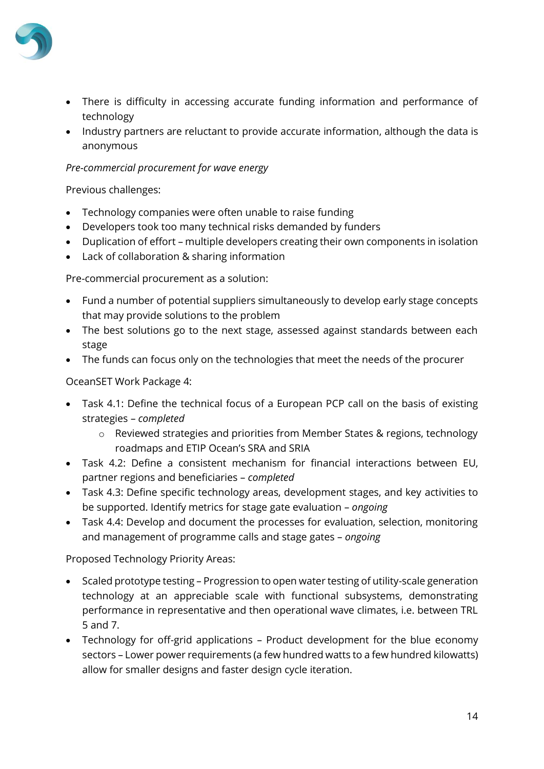- There is difficulty in accessing accurate funding information and performance of technology
- Industry partners are reluctant to provide accurate information, although the data is anonymous

*Pre-commercial procurement for wave energy*

Previous challenges:

- Technology companies were often unable to raise funding
- Developers took too many technical risks demanded by funders
- Duplication of effort – multiple developers creating their own components in isolation
- Lack of collaboration & sharing information

Pre-commercial procurement as a solution:

- Fund a number of potential suppliers simultaneously to develop early stage concepts that may provide solutions to the problem
- The best solutions go to the next stage, assessed against standards between each stage
- The funds can focus only on the technologies that meet the needs of the procurer

OceanSET Work Package 4:

- Task 4.1: Define the technical focus of a European PCP call on the basis of existing strategies – *completed*
  - Reviewed strategies and priorities from Member States & regions, technology roadmaps and ETIP Ocean's SRA and SRIA
- Task 4.2: Define a consistent mechanism for financial interactions between EU, partner regions and beneficiaries – *completed*
- Task 4.3: Define specific technology areas, development stages, and key activities to be supported. Identify metrics for stage gate evaluation – *ongoing*
- Task 4.4: Develop and document the processes for evaluation, selection, monitoring and management of programme calls and stage gates – *ongoing*

Proposed Technology Priority Areas:

- Scaled prototype testing – Progression to open water testing of utility-scale generation technology at an appreciable scale with functional subsystems, demonstrating performance in representative and then operational wave climates, i.e. between TRL 5 and 7.
- Technology for off-grid applications – Product development for the blue economy sectors – Lower power requirements (a few hundred watts to a few hundred kilowatts) allow for smaller designs and faster design cycle iteration.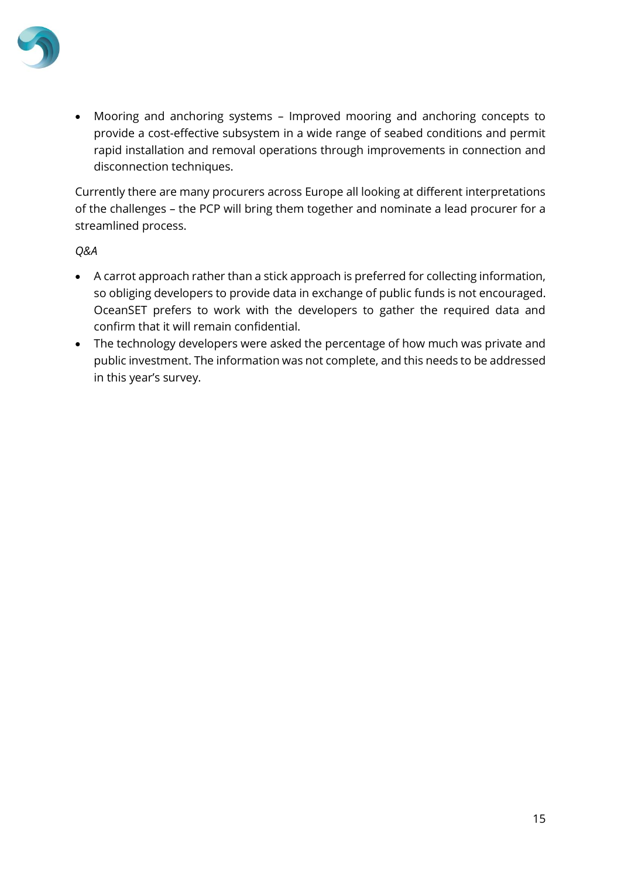- Mooring and anchoring systems – Improved mooring and anchoring concepts to provide a cost-effective subsystem in a wide range of seabed conditions and permit rapid installation and removal operations through improvements in connection and disconnection techniques.

Currently there are many procurers across Europe all looking at different interpretations of the challenges – the PCP will bring them together and nominate a lead procurer for a streamlined process.

*Q&A*

- A carrot approach rather than a stick approach is preferred for collecting information, so obliging developers to provide data in exchange of public funds is not encouraged. OceanSET prefers to work with the developers to gather the required data and confirm that it will remain confidential.
- The technology developers were asked the percentage of how much was private and public investment. The information was not complete, and this needs to be addressed in this year's survey.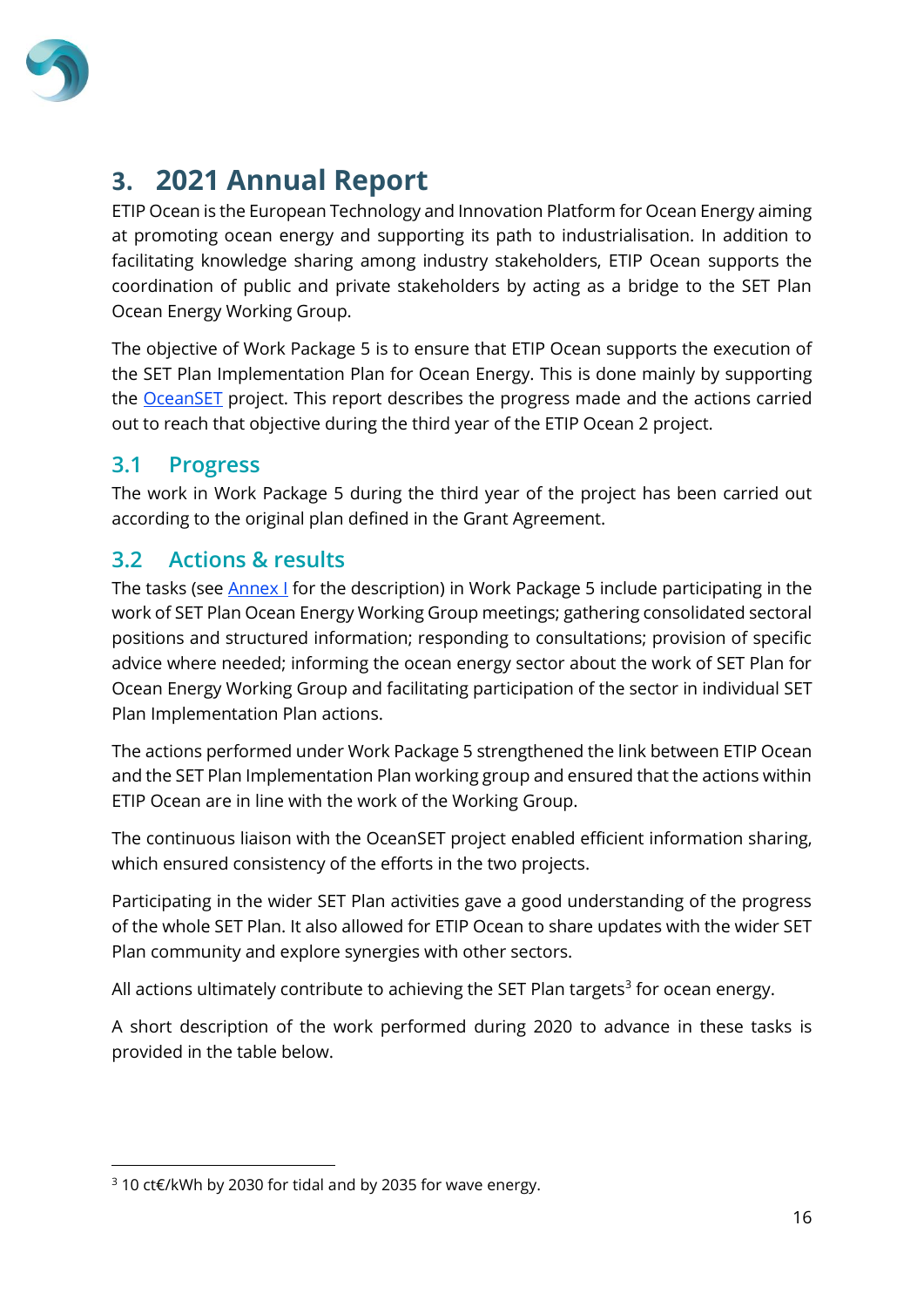# 3. 2021 Annual Report

ETIP Ocean is the European Technology and Innovation Platform for Ocean Energy aiming at promoting ocean energy and supporting its path to industrialisation. In addition to facilitating knowledge sharing among industry stakeholders, ETIP Ocean supports the coordination of public and private stakeholders by acting as a bridge to the SET Plan Ocean Energy Working Group.

The objective of Work Package 5 is to ensure that ETIP Ocean supports the execution of the SET Plan Implementation Plan for Ocean Energy. This is done mainly by supporting the OceanSET project. This report describes the progress made and the actions carried out to reach that objective during the third year of the ETIP Ocean 2 project.

## 3.1 Progress

The work in Work Package 5 during the third year of the project has been carried out according to the original plan defined in the Grant Agreement.

## 3.2 Actions & results

The tasks (see Annex I for the description) in Work Package 5 include participating in the work of SET Plan Ocean Energy Working Group meetings; gathering consolidated sectoral positions and structured information; responding to consultations; provision of specific advice where needed; informing the ocean energy sector about the work of SET Plan for Ocean Energy Working Group and facilitating participation of the sector in individual SET Plan Implementation Plan actions.

The actions performed under Work Package 5 strengthened the link between ETIP Ocean and the SET Plan Implementation Plan working group and ensured that the actions within ETIP Ocean are in line with the work of the Working Group.

The continuous liaison with the OceanSET project enabled efficient information sharing, which ensured consistency of the efforts in the two projects.

Participating in the wider SET Plan activities gave a good understanding of the progress of the whole SET Plan. It also allowed for ETIP Ocean to share updates with the wider SET Plan community and explore synergies with other sectors.

All actions ultimately contribute to achieving the SET Plan targets[3] for ocean energy.

A short description of the work performed during 2020 to advance in these tasks is provided in the table below.

---

[3] 10 ct€/kWh by 2030 for tidal and by 2035 for wave energy.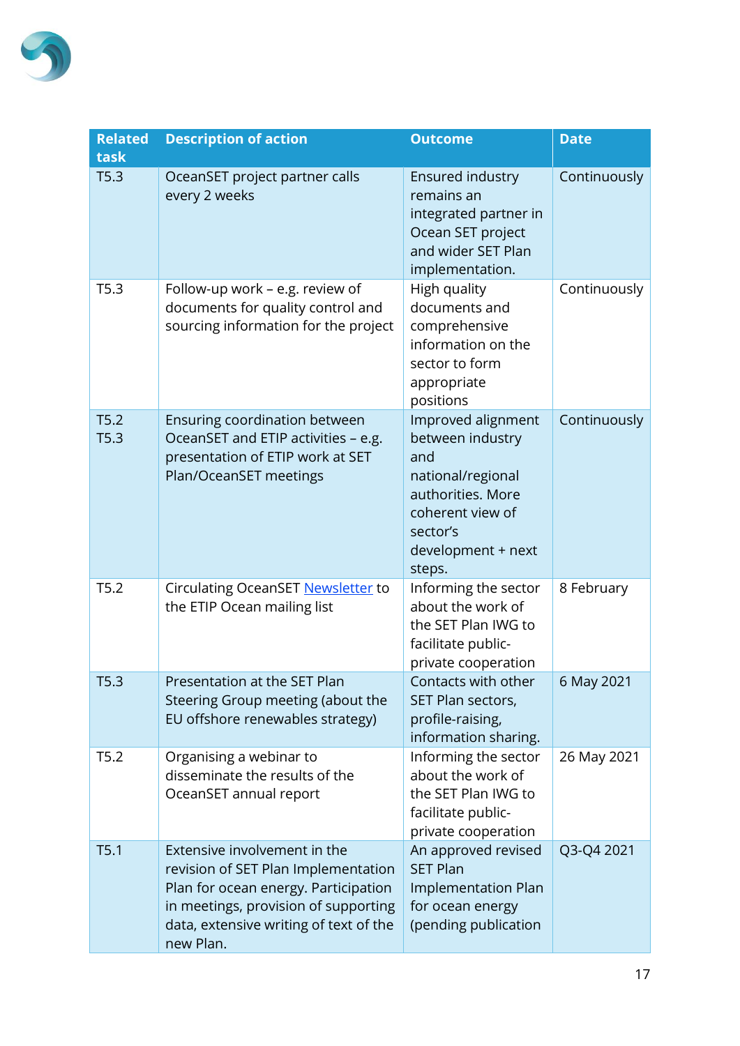| Related task | Description of action | Outcome | Date |
|---|---|---|---|
| T5.3 | OceanSET project partner calls every 2 weeks | Ensured industry remains an integrated partner in Ocean SET project and wider SET Plan implementation. | Continuously |
| T5.3 | Follow-up work – e.g. review of documents for quality control and sourcing information for the project | High quality documents and comprehensive information on the sector to form appropriate positions | Continuously |
| T5.2 T5.3 | Ensuring coordination between OceanSET and ETIP activities – e.g. presentation of ETIP work at SET Plan/OceanSET meetings | Improved alignment between industry and national/regional authorities. More coherent view of sector's development + next steps. | Continuously |
| T5.2 | Circulating OceanSET Newsletter to the ETIP Ocean mailing list | Informing the sector about the work of the SET Plan IWG to facilitate public-private cooperation | 8 February |
| T5.3 | Presentation at the SET Plan Steering Group meeting (about the EU offshore renewables strategy) | Contacts with other SET Plan sectors, profile-raising, information sharing. | 6 May 2021 |
| T5.2 | Organising a webinar to disseminate the results of the OceanSET annual report | Informing the sector about the work of the SET Plan IWG to facilitate public-private cooperation | 26 May 2021 |
| T5.1 | Extensive involvement in the revision of SET Plan Implementation Plan for ocean energy. Participation in meetings, provision of supporting data, extensive writing of text of the new Plan. | An approved revised SET Plan Implementation Plan for ocean energy (pending publication | Q3-Q4 2021 |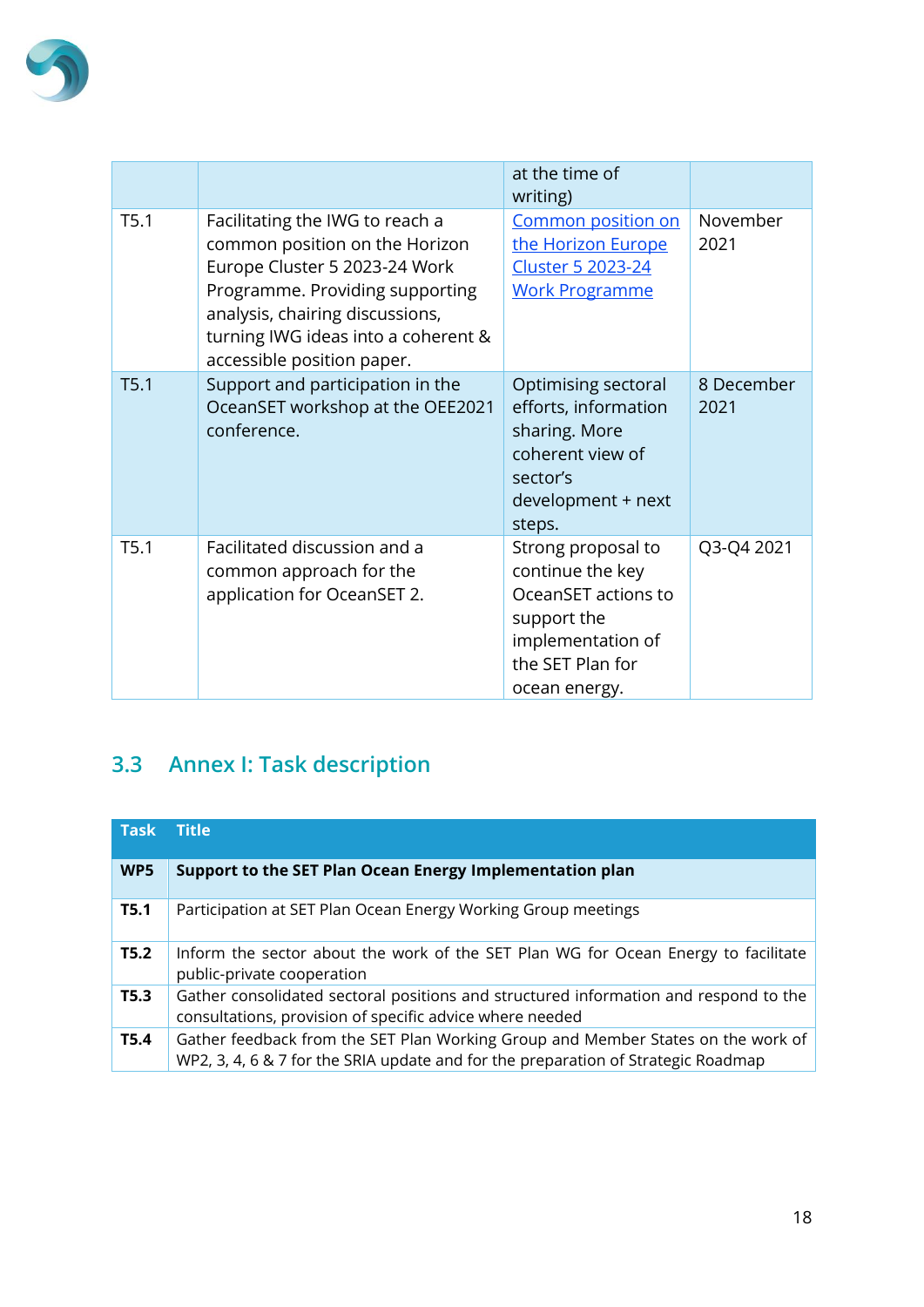| | | | |
|---|---|---|---|
| | | at the time of writing) | |
| T5.1 | Facilitating the IWG to reach a common position on the Horizon Europe Cluster 5 2023-24 Work Programme. Providing supporting analysis, chairing discussions, turning IWG ideas into a coherent & accessible position paper. | Common position on the Horizon Europe Cluster 5 2023-24 Work Programme | November 2021 |
| T5.1 | Support and participation in the OceanSET workshop at the OEE2021 conference. | Optimising sectoral efforts, information sharing. More coherent view of sector's development + next steps. | 8 December 2021 |
| T5.1 | Facilitated discussion and a common approach for the application for OceanSET 2. | Strong proposal to continue the key OceanSET actions to support the implementation of the SET Plan for ocean energy. | Q3-Q4 2021 |

## 3.3 Annex I: Task description

| Task | Title |
|---|---|
| **WP5** | **Support to the SET Plan Ocean Energy Implementation plan** |
| **T5.1** | Participation at SET Plan Ocean Energy Working Group meetings |
| **T5.2** | Inform the sector about the work of the SET Plan WG for Ocean Energy to facilitate public-private cooperation |
| **T5.3** | Gather consolidated sectoral positions and structured information and respond to the consultations, provision of specific advice where needed |
| **T5.4** | Gather feedback from the SET Plan Working Group and Member States on the work of WP2, 3, 4, 6 & 7 for the SRIA update and for the preparation of Strategic Roadmap |